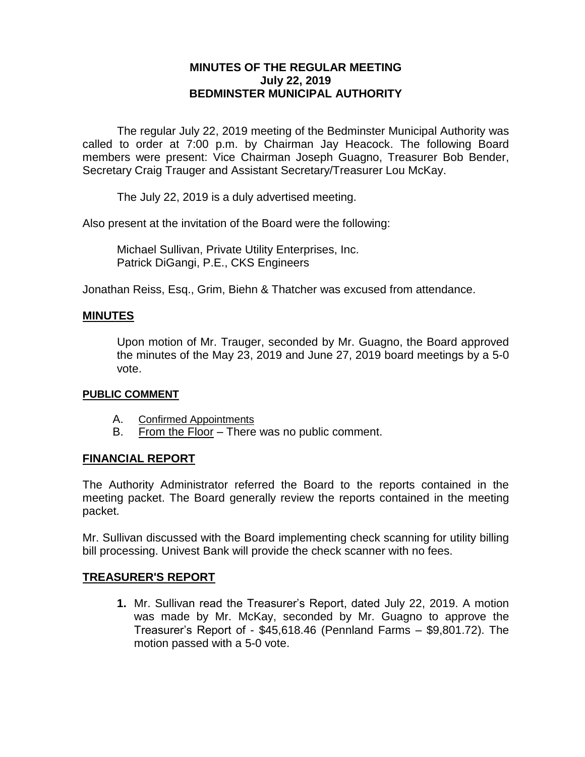# MINUTES OF THE REGULAR MEETING
## July 22, 2019
## BEDMINSTER MUNICIPAL AUTHORITY

The regular July 22, 2019 meeting of the Bedminster Municipal Authority was called to order at 7:00 p.m. by Chairman Jay Heacock. The following Board members were present: Vice Chairman Joseph Guagno, Treasurer Bob Bender, Secretary Craig Trauger and Assistant Secretary/Treasurer Lou McKay.

The July 22, 2019 is a duly advertised meeting.

Also present at the invitation of the Board were the following:

Michael Sullivan, Private Utility Enterprises, Inc.
Patrick DiGangi, P.E., CKS Engineers

Jonathan Reiss, Esq., Grim, Biehn & Thatcher was excused from attendance.

## MINUTES

Upon motion of Mr. Trauger, seconded by Mr. Guagno, the Board approved the minutes of the May 23, 2019 and June 27, 2019 board meetings by a 5-0 vote.

### PUBLIC COMMENT

A. Confirmed Appointments
B. From the Floor – There was no public comment.

## FINANCIAL REPORT

The Authority Administrator referred the Board to the reports contained in the meeting packet. The Board generally review the reports contained in the meeting packet.

Mr. Sullivan discussed with the Board implementing check scanning for utility billing bill processing. Univest Bank will provide the check scanner with no fees.

## TREASURER'S REPORT

1. Mr. Sullivan read the Treasurer's Report, dated July 22, 2019. A motion was made by Mr. McKay, seconded by Mr. Guagno to approve the Treasurer's Report of - $45,618.46 (Pennland Farms – $9,801.72). The motion passed with a 5-0 vote.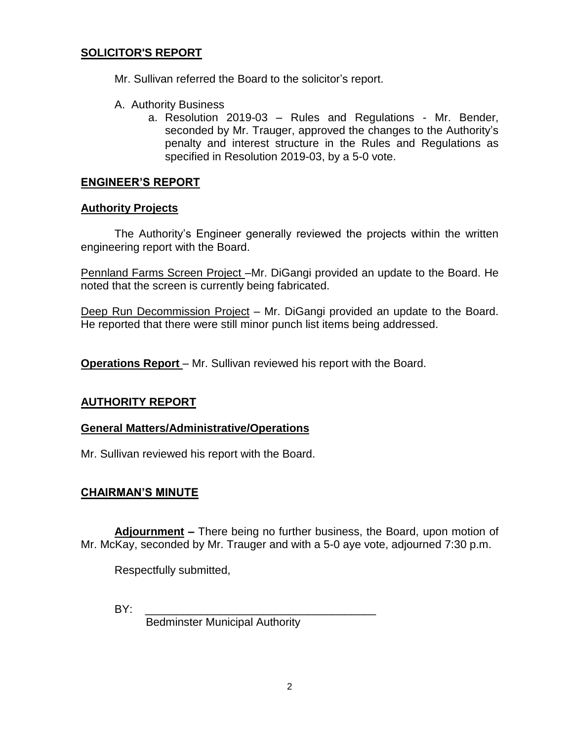## SOLICITOR'S REPORT

Mr. Sullivan referred the Board to the solicitor's report.

A. Authority Business

   a. Resolution 2019-03 – Rules and Regulations - Mr. Bender, seconded by Mr. Trauger, approved the changes to the Authority's penalty and interest structure in the Rules and Regulations as specified in Resolution 2019-03, by a 5-0 vote.

## ENGINEER'S REPORT

### Authority Projects

The Authority's Engineer generally reviewed the projects within the written engineering report with the Board.

Pennland Farms Screen Project –Mr. DiGangi provided an update to the Board. He noted that the screen is currently being fabricated.

Deep Run Decommission Project – Mr. DiGangi provided an update to the Board. He reported that there were still minor punch list items being addressed.

**Operations Report** – Mr. Sullivan reviewed his report with the Board.

## AUTHORITY REPORT

### General Matters/Administrative/Operations

Mr. Sullivan reviewed his report with the Board.

## CHAIRMAN'S MINUTE

**Adjournment –** There being no further business, the Board, upon motion of Mr. McKay, seconded by Mr. Trauger and with a 5-0 aye vote, adjourned 7:30 p.m.

Respectfully submitted,

BY: ______________________________________
Bedminster Municipal Authority